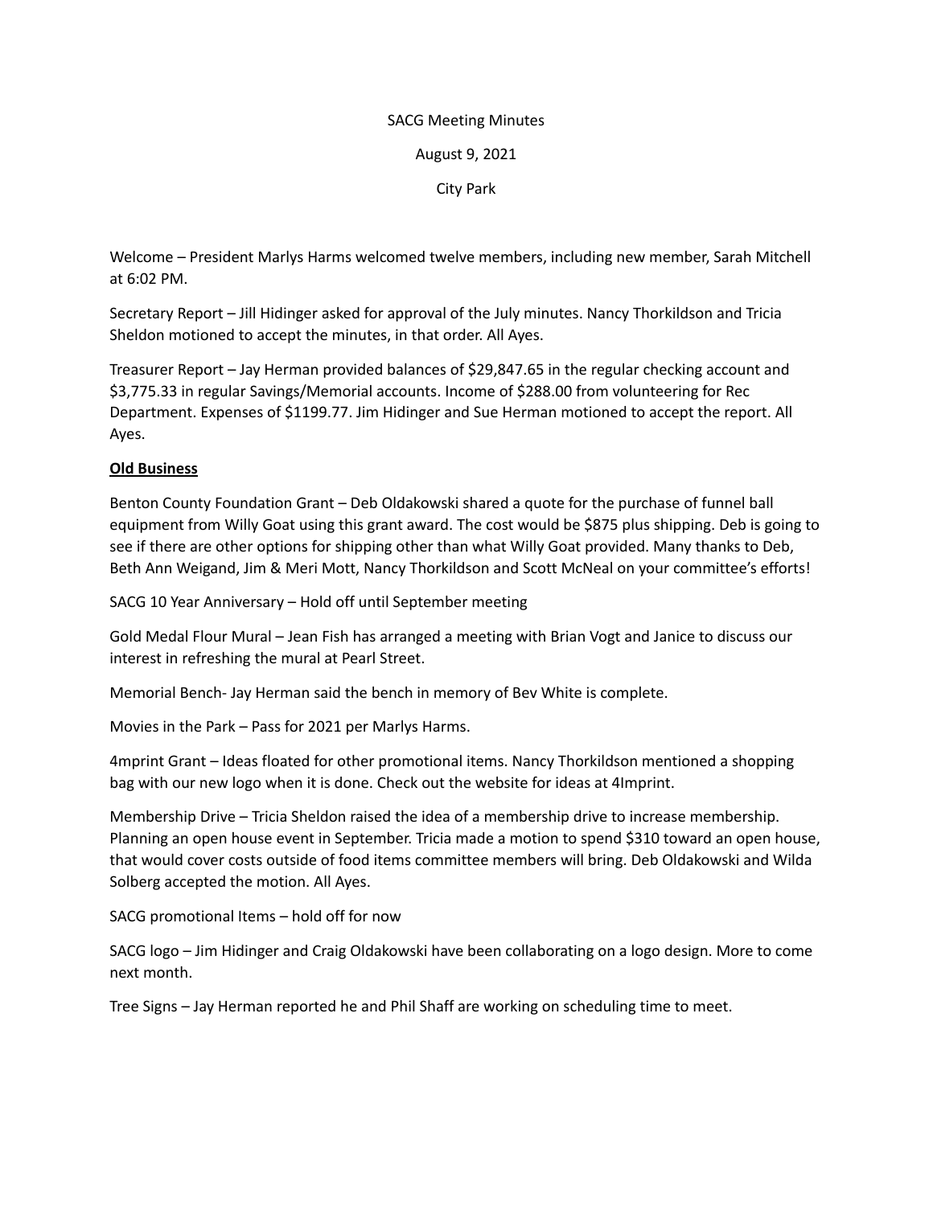SACG Meeting Minutes

August 9, 2021

City Park

Welcome – President Marlys Harms welcomed twelve members, including new member, Sarah Mitchell at 6:02 PM.

Secretary Report – Jill Hidinger asked for approval of the July minutes. Nancy Thorkildson and Tricia Sheldon motioned to accept the minutes, in that order. All Ayes.

Treasurer Report – Jay Herman provided balances of $29,847.65 in the regular checking account and $3,775.33 in regular Savings/Memorial accounts. Income of $288.00 from volunteering for Rec Department. Expenses of $1199.77. Jim Hidinger and Sue Herman motioned to accept the report. All Ayes.

**Old Business**

Benton County Foundation Grant – Deb Oldakowski shared a quote for the purchase of funnel ball equipment from Willy Goat using this grant award. The cost would be $875 plus shipping. Deb is going to see if there are other options for shipping other than what Willy Goat provided. Many thanks to Deb, Beth Ann Weigand, Jim & Meri Mott, Nancy Thorkildson and Scott McNeal on your committee's efforts!

SACG 10 Year Anniversary – Hold off until September meeting

Gold Medal Flour Mural – Jean Fish has arranged a meeting with Brian Vogt and Janice to discuss our interest in refreshing the mural at Pearl Street.

Memorial Bench- Jay Herman said the bench in memory of Bev White is complete.

Movies in the Park – Pass for 2021 per Marlys Harms.

4mprint Grant – Ideas floated for other promotional items. Nancy Thorkildson mentioned a shopping bag with our new logo when it is done. Check out the website for ideas at 4Imprint.

Membership Drive – Tricia Sheldon raised the idea of a membership drive to increase membership. Planning an open house event in September. Tricia made a motion to spend $310 toward an open house, that would cover costs outside of food items committee members will bring. Deb Oldakowski and Wilda Solberg accepted the motion. All Ayes.

SACG promotional Items – hold off for now

SACG logo – Jim Hidinger and Craig Oldakowski have been collaborating on a logo design. More to come next month.

Tree Signs – Jay Herman reported he and Phil Shaff are working on scheduling time to meet.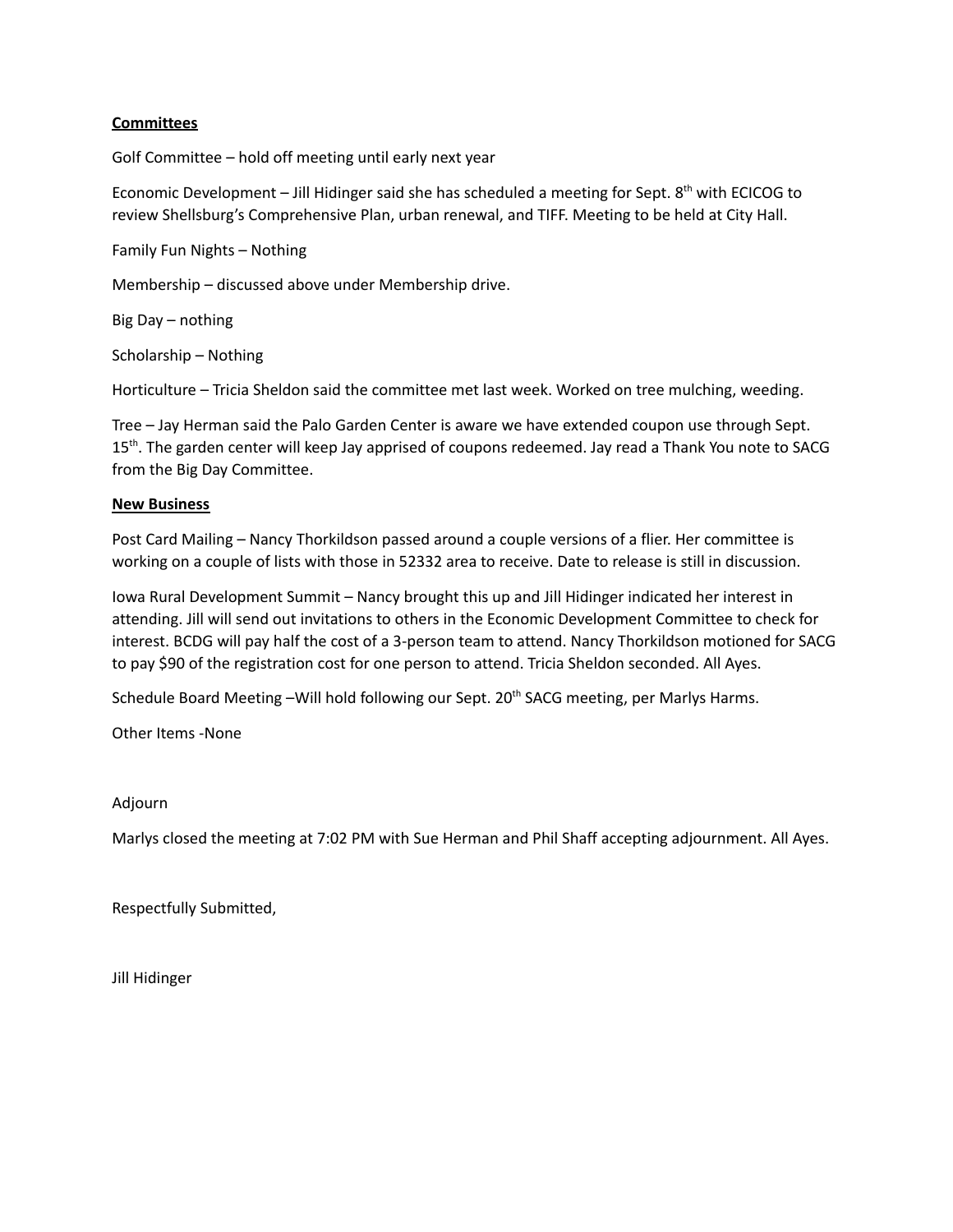**Committees**

Golf Committee – hold off meeting until early next year

Economic Development – Jill Hidinger said she has scheduled a meeting for Sept. 8th with ECICOG to review Shellsburg's Comprehensive Plan, urban renewal, and TIFF. Meeting to be held at City Hall.

Family Fun Nights – Nothing

Membership – discussed above under Membership drive.

Big Day – nothing

Scholarship – Nothing

Horticulture – Tricia Sheldon said the committee met last week. Worked on tree mulching, weeding.

Tree – Jay Herman said the Palo Garden Center is aware we have extended coupon use through Sept. 15th. The garden center will keep Jay apprised of coupons redeemed. Jay read a Thank You note to SACG from the Big Day Committee.

**New Business**

Post Card Mailing – Nancy Thorkildson passed around a couple versions of a flier. Her committee is working on a couple of lists with those in 52332 area to receive. Date to release is still in discussion.

Iowa Rural Development Summit – Nancy brought this up and Jill Hidinger indicated her interest in attending. Jill will send out invitations to others in the Economic Development Committee to check for interest. BCDG will pay half the cost of a 3-person team to attend. Nancy Thorkildson motioned for SACG to pay $90 of the registration cost for one person to attend. Tricia Sheldon seconded. All Ayes.

Schedule Board Meeting –Will hold following our Sept. 20th SACG meeting, per Marlys Harms.

Other Items -None

Adjourn

Marlys closed the meeting at 7:02 PM with Sue Herman and Phil Shaff accepting adjournment. All Ayes.

Respectfully Submitted,

Jill Hidinger